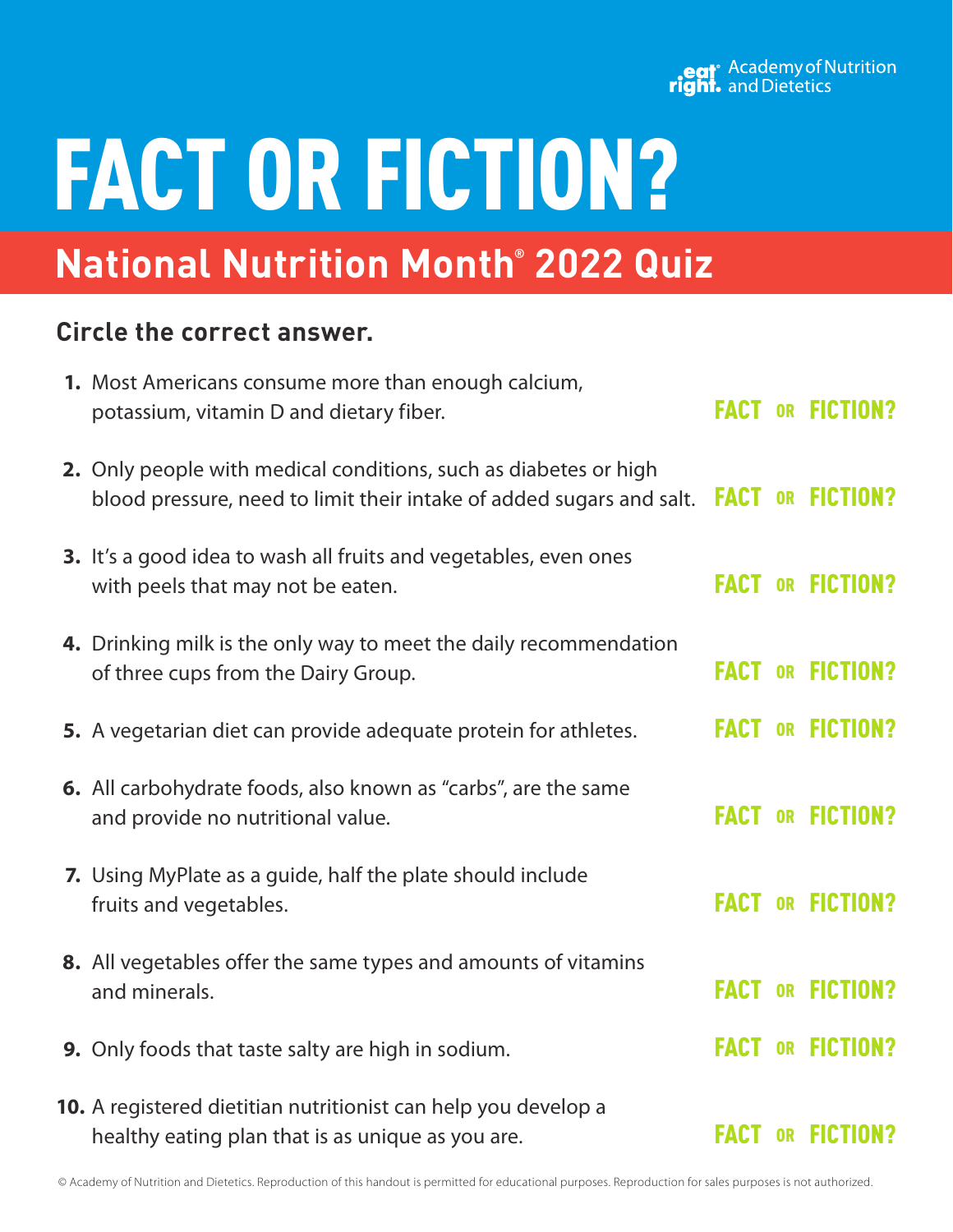eat right. Academy of Nutrition and Dietetics

# FACT OR FICTION?

## National Nutrition Month® 2022 Quiz

### Circle the correct answer.

1. Most Americans consume more than enough calcium, potassium, vitamin D and dietary fiber. **FACT OR FICTION?**
2. Only people with medical conditions, such as diabetes or high blood pressure, need to limit their intake of added sugars and salt. **FACT OR FICTION?**
3. It's a good idea to wash all fruits and vegetables, even ones with peels that may not be eaten. **FACT OR FICTION?**
4. Drinking milk is the only way to meet the daily recommendation of three cups from the Dairy Group. **FACT OR FICTION?**
5. A vegetarian diet can provide adequate protein for athletes. **FACT OR FICTION?**
6. All carbohydrate foods, also known as "carbs", are the same and provide no nutritional value. **FACT OR FICTION?**
7. Using MyPlate as a guide, half the plate should include fruits and vegetables. **FACT OR FICTION?**
8. All vegetables offer the same types and amounts of vitamins and minerals. **FACT OR FICTION?**
9. Only foods that taste salty are high in sodium. **FACT OR FICTION?**
10. A registered dietitian nutritionist can help you develop a healthy eating plan that is as unique as you are. **FACT OR FICTION?**

© Academy of Nutrition and Dietetics. Reproduction of this handout is permitted for educational purposes. Reproduction for sales purposes is not authorized.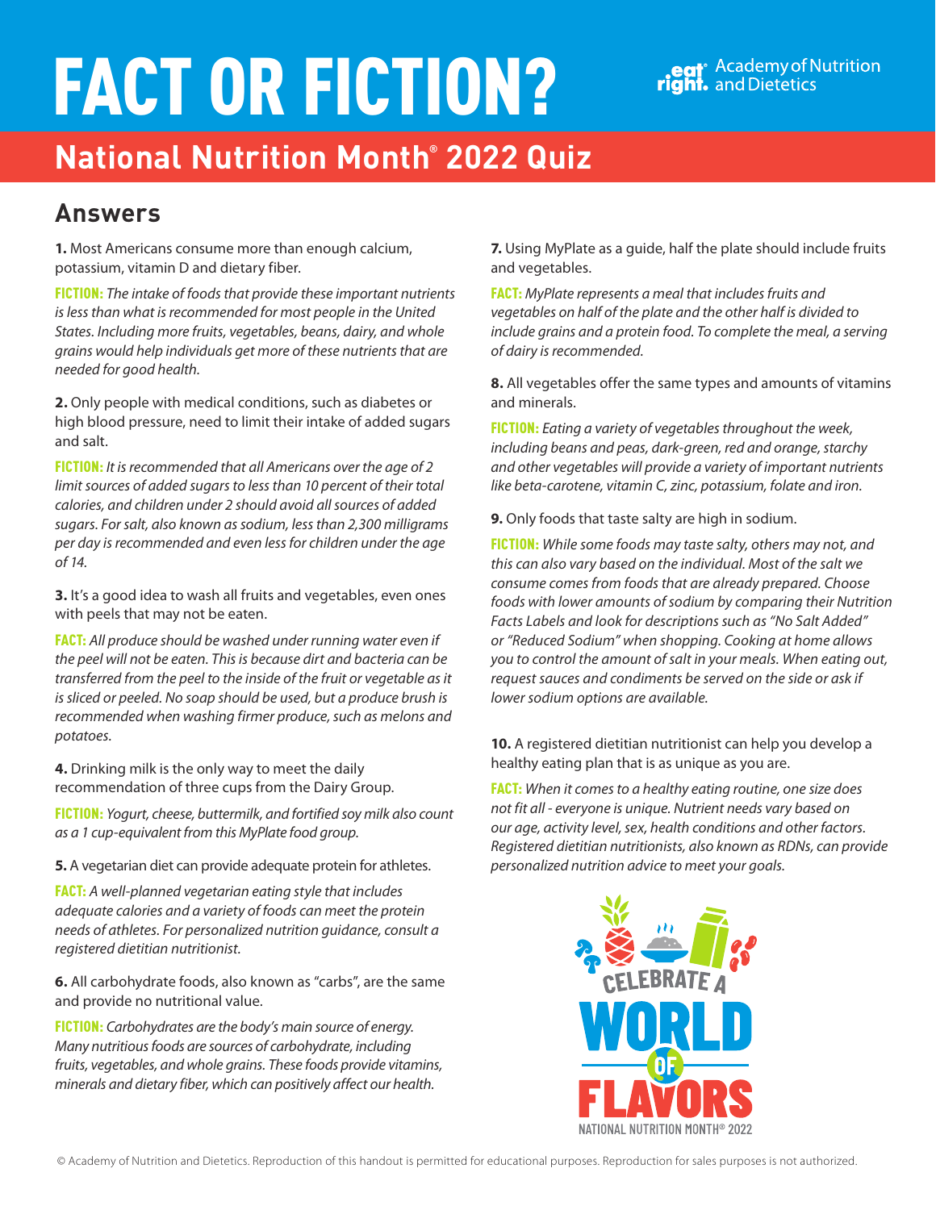# FACT OR FICTION?

eat right. Academy of Nutrition and Dietetics

## National Nutrition Month® 2022 Quiz

## Answers

**1.** Most Americans consume more than enough calcium, potassium, vitamin D and dietary fiber.

**FICTION:** *The intake of foods that provide these important nutrients is less than what is recommended for most people in the United States. Including more fruits, vegetables, beans, dairy, and whole grains would help individuals get more of these nutrients that are needed for good health.*

**2.** Only people with medical conditions, such as diabetes or high blood pressure, need to limit their intake of added sugars and salt.

**FICTION:** *It is recommended that all Americans over the age of 2 limit sources of added sugars to less than 10 percent of their total calories, and children under 2 should avoid all sources of added sugars. For salt, also known as sodium, less than 2,300 milligrams per day is recommended and even less for children under the age of 14.*

**3.** It's a good idea to wash all fruits and vegetables, even ones with peels that may not be eaten.

**FACT:** *All produce should be washed under running water even if the peel will not be eaten. This is because dirt and bacteria can be transferred from the peel to the inside of the fruit or vegetable as it is sliced or peeled. No soap should be used, but a produce brush is recommended when washing firmer produce, such as melons and potatoes.*

**4.** Drinking milk is the only way to meet the daily recommendation of three cups from the Dairy Group.

**FICTION:** *Yogurt, cheese, buttermilk, and fortified soy milk also count as a 1 cup-equivalent from this MyPlate food group.*

**5.** A vegetarian diet can provide adequate protein for athletes.

**FACT:** *A well-planned vegetarian eating style that includes adequate calories and a variety of foods can meet the protein needs of athletes. For personalized nutrition guidance, consult a registered dietitian nutritionist.*

**6.** All carbohydrate foods, also known as "carbs", are the same and provide no nutritional value.

**FICTION:** *Carbohydrates are the body's main source of energy. Many nutritious foods are sources of carbohydrate, including fruits, vegetables, and whole grains. These foods provide vitamins, minerals and dietary fiber, which can positively affect our health.*

**7.** Using MyPlate as a guide, half the plate should include fruits and vegetables.

**FACT:** *MyPlate represents a meal that includes fruits and vegetables on half of the plate and the other half is divided to include grains and a protein food. To complete the meal, a serving of dairy is recommended.*

**8.** All vegetables offer the same types and amounts of vitamins and minerals.

**FICTION:** *Eating a variety of vegetables throughout the week, including beans and peas, dark-green, red and orange, starchy and other vegetables will provide a variety of important nutrients like beta-carotene, vitamin C, zinc, potassium, folate and iron.*

**9.** Only foods that taste salty are high in sodium.

**FICTION:** *While some foods may taste salty, others may not, and this can also vary based on the individual. Most of the salt we consume comes from foods that are already prepared. Choose foods with lower amounts of sodium by comparing their Nutrition Facts Labels and look for descriptions such as "No Salt Added" or "Reduced Sodium" when shopping. Cooking at home allows you to control the amount of salt in your meals. When eating out, request sauces and condiments be served on the side or ask if lower sodium options are available.*

**10.** A registered dietitian nutritionist can help you develop a healthy eating plan that is as unique as you are.

**FACT:** *When it comes to a healthy eating routine, one size does not fit all - everyone is unique. Nutrient needs vary based on our age, activity level, sex, health conditions and other factors. Registered dietitian nutritionists, also known as RDNs, can provide personalized nutrition advice to meet your goals.*

CELEBRATE A WORLD OF FLAVORS

NATIONAL NUTRITION MONTH® 2022

© Academy of Nutrition and Dietetics. Reproduction of this handout is permitted for educational purposes. Reproduction for sales purposes is not authorized.